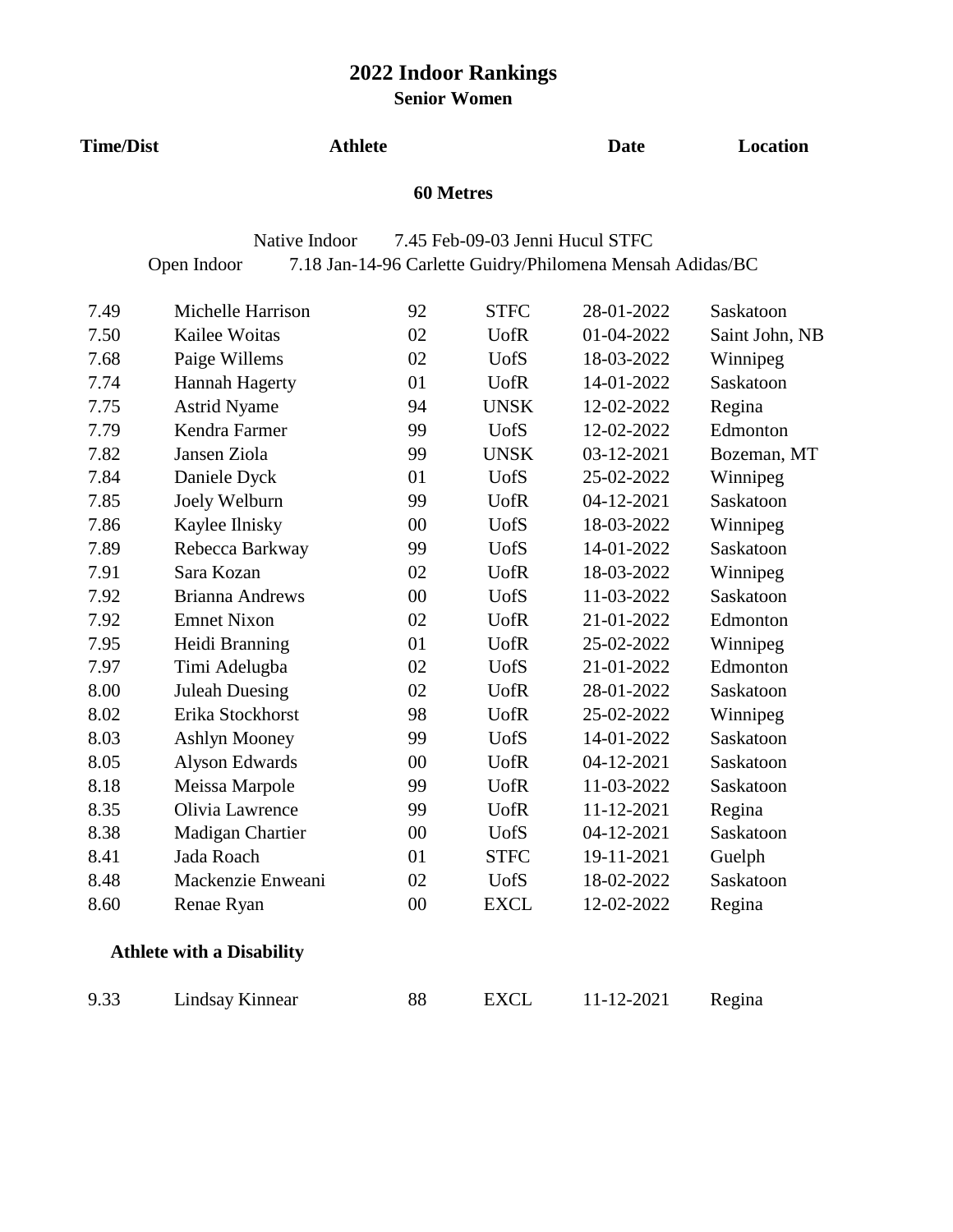# 2022 Indoor Rankings

## Senior Women

| Time/Dist | Athlete | | | Date | Location |
|---|---|---|---|---|---|

### 60 Metres

Native Indoor 7.45 Feb-09-03 Jenni Hucul STFC

Open Indoor 7.18 Jan-14-96 Carlette Guidry/Philomena Mensah Adidas/BC

| Time/Dist | Athlete | | | Date | Location |
|---|---|---|---|---|---|
| 7.49 | Michelle Harrison | 92 | STFC | 28-01-2022 | Saskatoon |
| 7.50 | Kailee Woitas | 02 | UofR | 01-04-2022 | Saint John, NB |
| 7.68 | Paige Willems | 02 | UofS | 18-03-2022 | Winnipeg |
| 7.74 | Hannah Hagerty | 01 | UofR | 14-01-2022 | Saskatoon |
| 7.75 | Astrid Nyame | 94 | UNSK | 12-02-2022 | Regina |
| 7.79 | Kendra Farmer | 99 | UofS | 12-02-2022 | Edmonton |
| 7.82 | Jansen Ziola | 99 | UNSK | 03-12-2021 | Bozeman, MT |
| 7.84 | Daniele Dyck | 01 | UofS | 25-02-2022 | Winnipeg |
| 7.85 | Joely Welburn | 99 | UofR | 04-12-2021 | Saskatoon |
| 7.86 | Kaylee Ilnisky | 00 | UofS | 18-03-2022 | Winnipeg |
| 7.89 | Rebecca Barkway | 99 | UofS | 14-01-2022 | Saskatoon |
| 7.91 | Sara Kozan | 02 | UofR | 18-03-2022 | Winnipeg |
| 7.92 | Brianna Andrews | 00 | UofS | 11-03-2022 | Saskatoon |
| 7.92 | Emnet Nixon | 02 | UofR | 21-01-2022 | Edmonton |
| 7.95 | Heidi Branning | 01 | UofR | 25-02-2022 | Winnipeg |
| 7.97 | Timi Adelugba | 02 | UofS | 21-01-2022 | Edmonton |
| 8.00 | Juleah Duesing | 02 | UofR | 28-01-2022 | Saskatoon |
| 8.02 | Erika Stockhorst | 98 | UofR | 25-02-2022 | Winnipeg |
| 8.03 | Ashlyn Mooney | 99 | UofS | 14-01-2022 | Saskatoon |
| 8.05 | Alyson Edwards | 00 | UofR | 04-12-2021 | Saskatoon |
| 8.18 | Meissa Marpole | 99 | UofR | 11-03-2022 | Saskatoon |
| 8.35 | Olivia Lawrence | 99 | UofR | 11-12-2021 | Regina |
| 8.38 | Madigan Chartier | 00 | UofS | 04-12-2021 | Saskatoon |
| 8.41 | Jada Roach | 01 | STFC | 19-11-2021 | Guelph |
| 8.48 | Mackenzie Enweani | 02 | UofS | 18-02-2022 | Saskatoon |
| 8.60 | Renae Ryan | 00 | EXCL | 12-02-2022 | Regina |

**Athlete with a Disability**

| Time/Dist | Athlete | | | Date | Location |
|---|---|---|---|---|---|
| 9.33 | Lindsay Kinnear | 88 | EXCL | 11-12-2021 | Regina |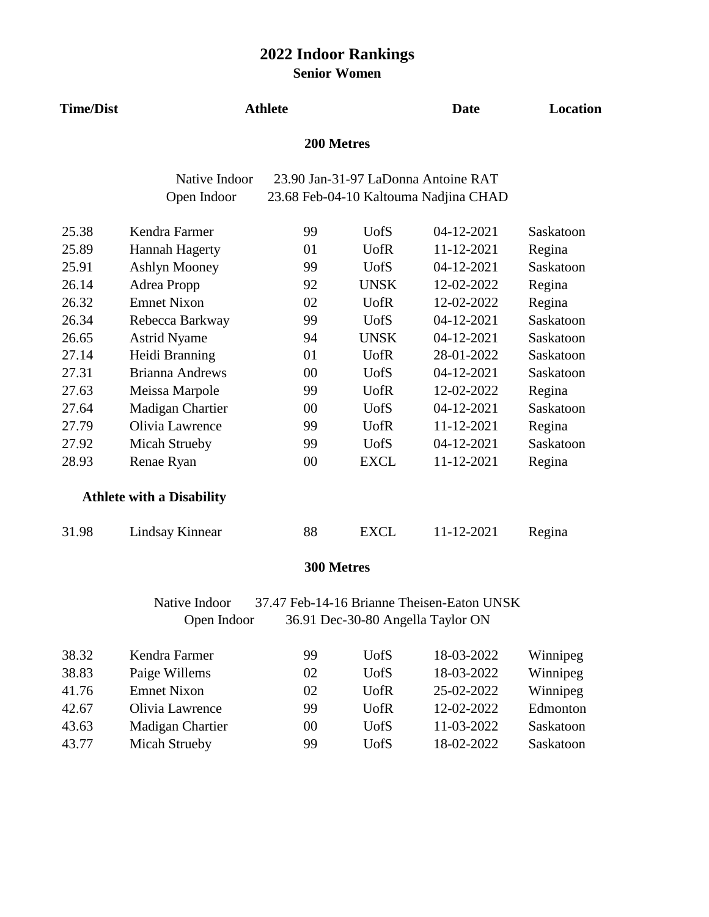# 2022 Indoor Rankings

## Senior Women

| Time/Dist | Athlete | | | Date | Location |
|---|---|---|---|---|---|

### 200 Metres

Native Indoor 23.90 Jan-31-97 LaDonna Antoine RAT
Open Indoor 23.68 Feb-04-10 Kaltouma Nadjina CHAD

| | | | | | |
|---|---|---|---|---|---|
| 25.38 | Kendra Farmer | 99 | UofS | 04-12-2021 | Saskatoon |
| 25.89 | Hannah Hagerty | 01 | UofR | 11-12-2021 | Regina |
| 25.91 | Ashlyn Mooney | 99 | UofS | 04-12-2021 | Saskatoon |
| 26.14 | Adrea Propp | 92 | UNSK | 12-02-2022 | Regina |
| 26.32 | Emnet Nixon | 02 | UofR | 12-02-2022 | Regina |
| 26.34 | Rebecca Barkway | 99 | UofS | 04-12-2021 | Saskatoon |
| 26.65 | Astrid Nyame | 94 | UNSK | 04-12-2021 | Saskatoon |
| 27.14 | Heidi Branning | 01 | UofR | 28-01-2022 | Saskatoon |
| 27.31 | Brianna Andrews | 00 | UofS | 04-12-2021 | Saskatoon |
| 27.63 | Meissa Marpole | 99 | UofR | 12-02-2022 | Regina |
| 27.64 | Madigan Chartier | 00 | UofS | 04-12-2021 | Saskatoon |
| 27.79 | Olivia Lawrence | 99 | UofR | 11-12-2021 | Regina |
| 27.92 | Micah Strueby | 99 | UofS | 04-12-2021 | Saskatoon |
| 28.93 | Renae Ryan | 00 | EXCL | 11-12-2021 | Regina |

**Athlete with a Disability**

| | | | | | |
|---|---|---|---|---|---|
| 31.98 | Lindsay Kinnear | 88 | EXCL | 11-12-2021 | Regina |

### 300 Metres

Native Indoor 37.47 Feb-14-16 Brianne Theisen-Eaton UNSK
Open Indoor 36.91 Dec-30-80 Angella Taylor ON

| | | | | | |
|---|---|---|---|---|---|
| 38.32 | Kendra Farmer | 99 | UofS | 18-03-2022 | Winnipeg |
| 38.83 | Paige Willems | 02 | UofS | 18-03-2022 | Winnipeg |
| 41.76 | Emnet Nixon | 02 | UofR | 25-02-2022 | Winnipeg |
| 42.67 | Olivia Lawrence | 99 | UofR | 12-02-2022 | Edmonton |
| 43.63 | Madigan Chartier | 00 | UofS | 11-03-2022 | Saskatoon |
| 43.77 | Micah Strueby | 99 | UofS | 18-02-2022 | Saskatoon |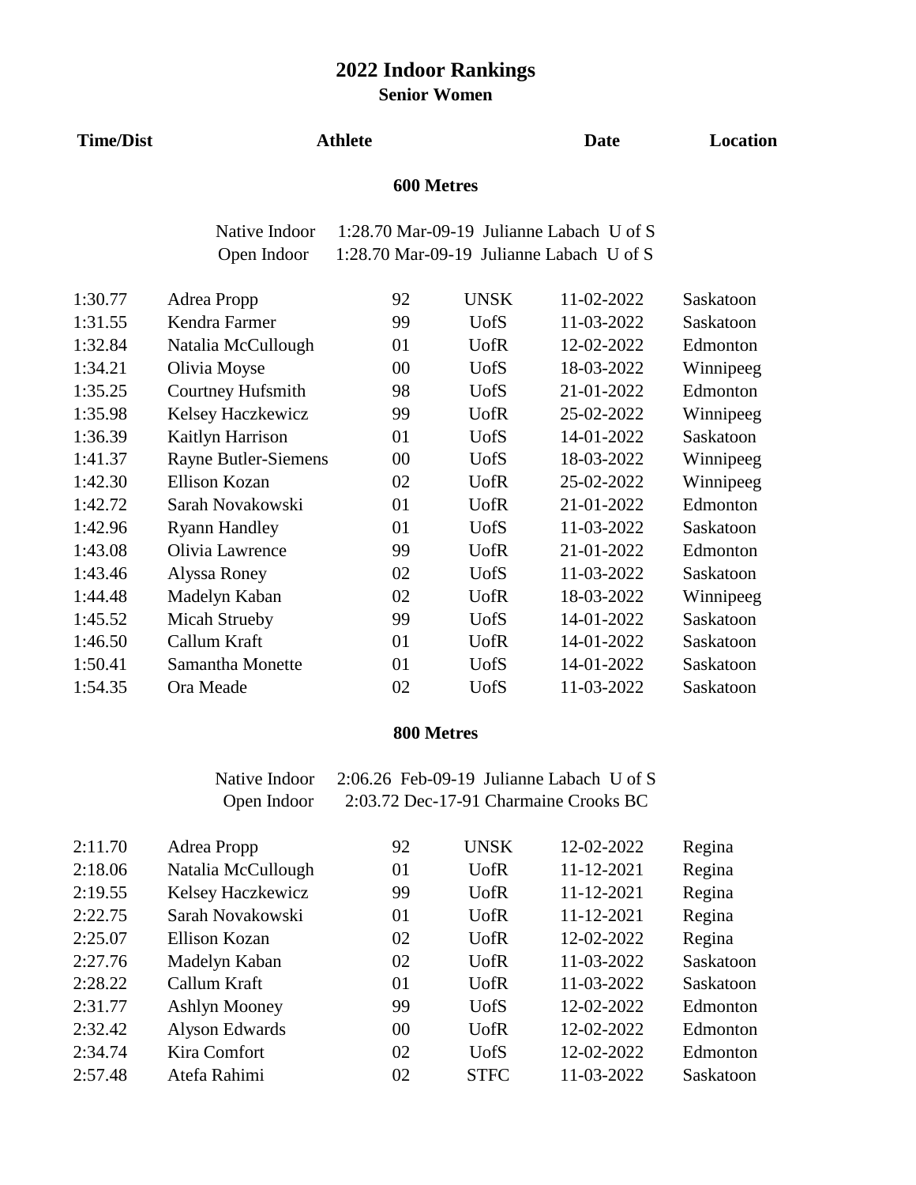# 2022 Indoor Rankings

## Senior Women

| Time/Dist | Athlete | | | Date | Location |
|---|---|---|---|---|---|

### 600 Metres

Native Indoor 1:28.70 Mar-09-19 Julianne Labach U of S
Open Indoor 1:28.70 Mar-09-19 Julianne Labach U of S

| | | | | | |
|---|---|---|---|---|---|
| 1:30.77 | Adrea Propp | 92 | UNSK | 11-02-2022 | Saskatoon |
| 1:31.55 | Kendra Farmer | 99 | UofS | 11-03-2022 | Saskatoon |
| 1:32.84 | Natalia McCullough | 01 | UofR | 12-02-2022 | Edmonton |
| 1:34.21 | Olivia Moyse | 00 | UofS | 18-03-2022 | Winnipeeg |
| 1:35.25 | Courtney Hufsmith | 98 | UofS | 21-01-2022 | Edmonton |
| 1:35.98 | Kelsey Haczkewicz | 99 | UofR | 25-02-2022 | Winnipeeg |
| 1:36.39 | Kaitlyn Harrison | 01 | UofS | 14-01-2022 | Saskatoon |
| 1:41.37 | Rayne Butler-Siemens | 00 | UofS | 18-03-2022 | Winnipeeg |
| 1:42.30 | Ellison Kozan | 02 | UofR | 25-02-2022 | Winnipeeg |
| 1:42.72 | Sarah Novakowski | 01 | UofR | 21-01-2022 | Edmonton |
| 1:42.96 | Ryann Handley | 01 | UofS | 11-03-2022 | Saskatoon |
| 1:43.08 | Olivia Lawrence | 99 | UofR | 21-01-2022 | Edmonton |
| 1:43.46 | Alyssa Roney | 02 | UofS | 11-03-2022 | Saskatoon |
| 1:44.48 | Madelyn Kaban | 02 | UofR | 18-03-2022 | Winnipeeg |
| 1:45.52 | Micah Strueby | 99 | UofS | 14-01-2022 | Saskatoon |
| 1:46.50 | Callum Kraft | 01 | UofR | 14-01-2022 | Saskatoon |
| 1:50.41 | Samantha Monette | 01 | UofS | 14-01-2022 | Saskatoon |
| 1:54.35 | Ora Meade | 02 | UofS | 11-03-2022 | Saskatoon |

### 800 Metres

Native Indoor 2:06.26 Feb-09-19 Julianne Labach U of S
Open Indoor 2:03.72 Dec-17-91 Charmaine Crooks BC

| | | | | | |
|---|---|---|---|---|---|
| 2:11.70 | Adrea Propp | 92 | UNSK | 12-02-2022 | Regina |
| 2:18.06 | Natalia McCullough | 01 | UofR | 11-12-2021 | Regina |
| 2:19.55 | Kelsey Haczkewicz | 99 | UofR | 11-12-2021 | Regina |
| 2:22.75 | Sarah Novakowski | 01 | UofR | 11-12-2021 | Regina |
| 2:25.07 | Ellison Kozan | 02 | UofR | 12-02-2022 | Regina |
| 2:27.76 | Madelyn Kaban | 02 | UofR | 11-03-2022 | Saskatoon |
| 2:28.22 | Callum Kraft | 01 | UofR | 11-03-2022 | Saskatoon |
| 2:31.77 | Ashlyn Mooney | 99 | UofS | 12-02-2022 | Edmonton |
| 2:32.42 | Alyson Edwards | 00 | UofR | 12-02-2022 | Edmonton |
| 2:34.74 | Kira Comfort | 02 | UofS | 12-02-2022 | Edmonton |
| 2:57.48 | Atefa Rahimi | 02 | STFC | 11-03-2022 | Saskatoon |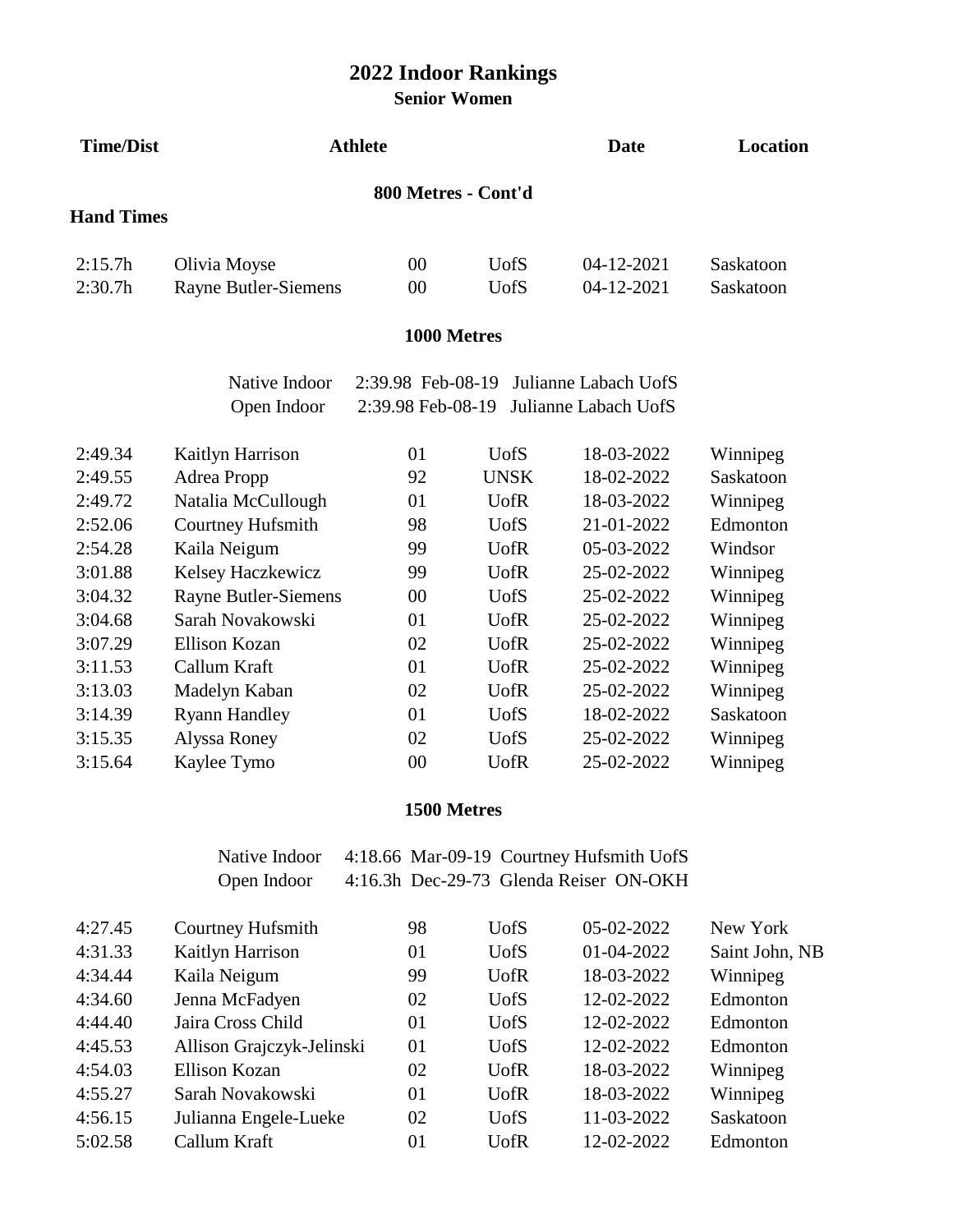# 2022 Indoor Rankings

## Senior Women

| Time/Dist | Athlete | | | Date | Location |
|---|---|---|---|---|---|

### 800 Metres - Cont'd

**Hand Times**

| | | | | | |
|---|---|---|---|---|---|
| 2:15.7h | Olivia Moyse | 00 | UofS | 04-12-2021 | Saskatoon |
| 2:30.7h | Rayne Butler-Siemens | 00 | UofS | 04-12-2021 | Saskatoon |

### 1000 Metres

Native Indoor 2:39.98 Feb-08-19 Julianne Labach UofS
Open Indoor 2:39.98 Feb-08-19 Julianne Labach UofS

| | | | | | |
|---|---|---|---|---|---|
| 2:49.34 | Kaitlyn Harrison | 01 | UofS | 18-03-2022 | Winnipeg |
| 2:49.55 | Adrea Propp | 92 | UNSK | 18-02-2022 | Saskatoon |
| 2:49.72 | Natalia McCullough | 01 | UofR | 18-03-2022 | Winnipeg |
| 2:52.06 | Courtney Hufsmith | 98 | UofS | 21-01-2022 | Edmonton |
| 2:54.28 | Kaila Neigum | 99 | UofR | 05-03-2022 | Windsor |
| 3:01.88 | Kelsey Haczkewicz | 99 | UofR | 25-02-2022 | Winnipeg |
| 3:04.32 | Rayne Butler-Siemens | 00 | UofS | 25-02-2022 | Winnipeg |
| 3:04.68 | Sarah Novakowski | 01 | UofR | 25-02-2022 | Winnipeg |
| 3:07.29 | Ellison Kozan | 02 | UofR | 25-02-2022 | Winnipeg |
| 3:11.53 | Callum Kraft | 01 | UofR | 25-02-2022 | Winnipeg |
| 3:13.03 | Madelyn Kaban | 02 | UofR | 25-02-2022 | Winnipeg |
| 3:14.39 | Ryann Handley | 01 | UofS | 18-02-2022 | Saskatoon |
| 3:15.35 | Alyssa Roney | 02 | UofS | 25-02-2022 | Winnipeg |
| 3:15.64 | Kaylee Tymo | 00 | UofR | 25-02-2022 | Winnipeg |

### 1500 Metres

Native Indoor 4:18.66 Mar-09-19 Courtney Hufsmith UofS
Open Indoor 4:16.3h Dec-29-73 Glenda Reiser ON-OKH

| | | | | | |
|---|---|---|---|---|---|
| 4:27.45 | Courtney Hufsmith | 98 | UofS | 05-02-2022 | New York |
| 4:31.33 | Kaitlyn Harrison | 01 | UofS | 01-04-2022 | Saint John, NB |
| 4:34.44 | Kaila Neigum | 99 | UofR | 18-03-2022 | Winnipeg |
| 4:34.60 | Jenna McFadyen | 02 | UofS | 12-02-2022 | Edmonton |
| 4:44.40 | Jaira Cross Child | 01 | UofS | 12-02-2022 | Edmonton |
| 4:45.53 | Allison Grajczyk-Jelinski | 01 | UofS | 12-02-2022 | Edmonton |
| 4:54.03 | Ellison Kozan | 02 | UofR | 18-03-2022 | Winnipeg |
| 4:55.27 | Sarah Novakowski | 01 | UofR | 18-03-2022 | Winnipeg |
| 4:56.15 | Julianna Engele-Lueke | 02 | UofS | 11-03-2022 | Saskatoon |
| 5:02.58 | Callum Kraft | 01 | UofR | 12-02-2022 | Edmonton |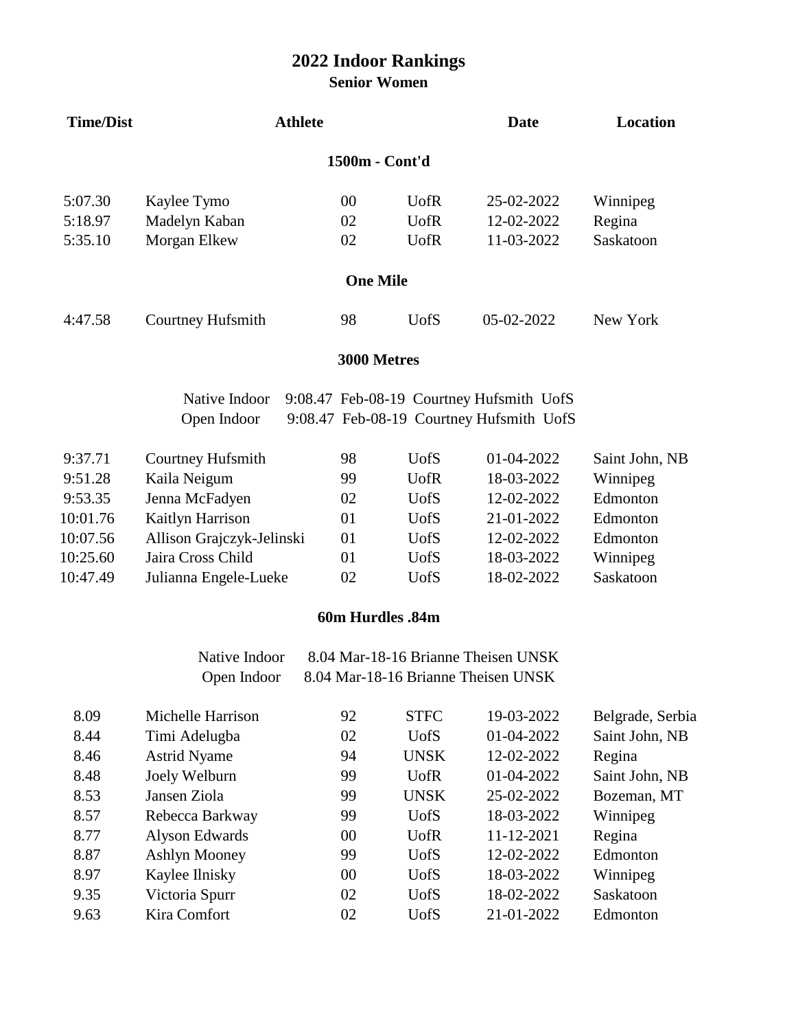# 2022 Indoor Rankings

## Senior Women

| Time/Dist | Athlete | | | Date | Location |
|---|---|---|---|---|---|

### 1500m - Cont'd

| | | | | | |
|---|---|---|---|---|---|
| 5:07.30 | Kaylee Tymo | 00 | UofR | 25-02-2022 | Winnipeg |
| 5:18.97 | Madelyn Kaban | 02 | UofR | 12-02-2022 | Regina |
| 5:35.10 | Morgan Elkew | 02 | UofR | 11-03-2022 | Saskatoon |

### One Mile

| | | | | | |
|---|---|---|---|---|---|
| 4:47.58 | Courtney Hufsmith | 98 | UofS | 05-02-2022 | New York |

### 3000 Metres

Native Indoor 9:08.47 Feb-08-19 Courtney Hufsmith UofS
Open Indoor 9:08.47 Feb-08-19 Courtney Hufsmith UofS

| | | | | | |
|---|---|---|---|---|---|
| 9:37.71 | Courtney Hufsmith | 98 | UofS | 01-04-2022 | Saint John, NB |
| 9:51.28 | Kaila Neigum | 99 | UofR | 18-03-2022 | Winnipeg |
| 9:53.35 | Jenna McFadyen | 02 | UofS | 12-02-2022 | Edmonton |
| 10:01.76 | Kaitlyn Harrison | 01 | UofS | 21-01-2022 | Edmonton |
| 10:07.56 | Allison Grajczyk-Jelinski | 01 | UofS | 12-02-2022 | Edmonton |
| 10:25.60 | Jaira Cross Child | 01 | UofS | 18-03-2022 | Winnipeg |
| 10:47.49 | Julianna Engele-Lueke | 02 | UofS | 18-02-2022 | Saskatoon |

### 60m Hurdles .84m

Native Indoor 8.04 Mar-18-16 Brianne Theisen UNSK
Open Indoor 8.04 Mar-18-16 Brianne Theisen UNSK

| | | | | | |
|---|---|---|---|---|---|
| 8.09 | Michelle Harrison | 92 | STFC | 19-03-2022 | Belgrade, Serbia |
| 8.44 | Timi Adelugba | 02 | UofS | 01-04-2022 | Saint John, NB |
| 8.46 | Astrid Nyame | 94 | UNSK | 12-02-2022 | Regina |
| 8.48 | Joely Welburn | 99 | UofR | 01-04-2022 | Saint John, NB |
| 8.53 | Jansen Ziola | 99 | UNSK | 25-02-2022 | Bozeman, MT |
| 8.57 | Rebecca Barkway | 99 | UofS | 18-03-2022 | Winnipeg |
| 8.77 | Alyson Edwards | 00 | UofR | 11-12-2021 | Regina |
| 8.87 | Ashlyn Mooney | 99 | UofS | 12-02-2022 | Edmonton |
| 8.97 | Kaylee Ilnisky | 00 | UofS | 18-03-2022 | Winnipeg |
| 9.35 | Victoria Spurr | 02 | UofS | 18-02-2022 | Saskatoon |
| 9.63 | Kira Comfort | 02 | UofS | 21-01-2022 | Edmonton |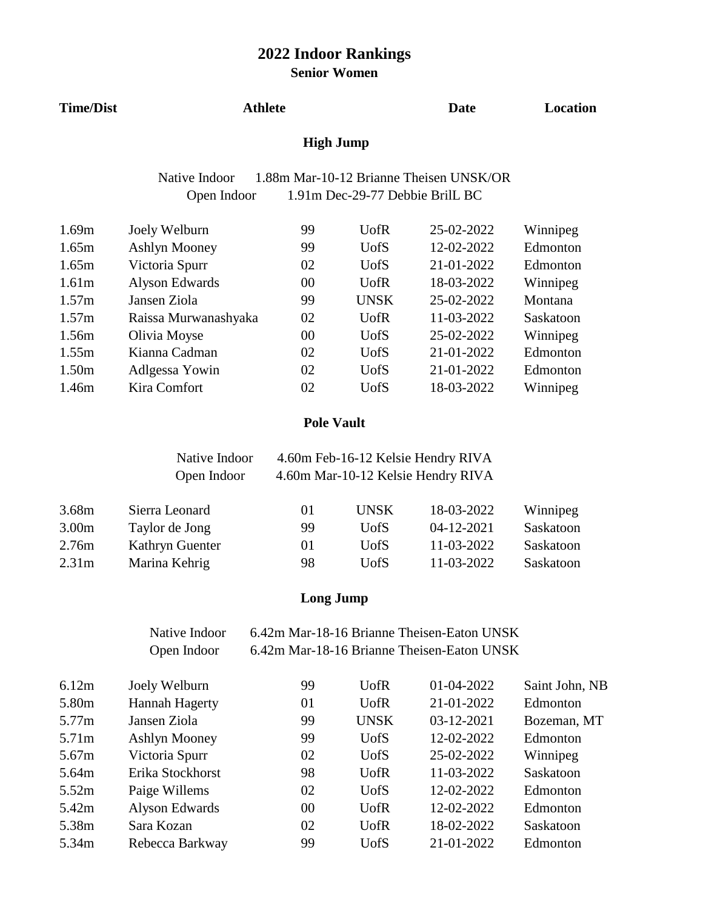# 2022 Indoor Rankings

## Senior Women

| Time/Dist | Athlete | | | Date | Location |
|---|---|---|---|---|---|

### High Jump

Native Indoor 1.88m Mar-10-12 Brianne Theisen UNSK/OR
Open Indoor 1.91m Dec-29-77 Debbie BrilL BC

| | | | | | |
|---|---|---|---|---|---|
| 1.69m | Joely Welburn | 99 | UofR | 25-02-2022 | Winnipeg |
| 1.65m | Ashlyn Mooney | 99 | UofS | 12-02-2022 | Edmonton |
| 1.65m | Victoria Spurr | 02 | UofS | 21-01-2022 | Edmonton |
| 1.61m | Alyson Edwards | 00 | UofR | 18-03-2022 | Winnipeg |
| 1.57m | Jansen Ziola | 99 | UNSK | 25-02-2022 | Montana |
| 1.57m | Raissa Murwanashyaka | 02 | UofR | 11-03-2022 | Saskatoon |
| 1.56m | Olivia Moyse | 00 | UofS | 25-02-2022 | Winnipeg |
| 1.55m | Kianna Cadman | 02 | UofS | 21-01-2022 | Edmonton |
| 1.50m | Adlgessa Yowin | 02 | UofS | 21-01-2022 | Edmonton |
| 1.46m | Kira Comfort | 02 | UofS | 18-03-2022 | Winnipeg |

### Pole Vault

Native Indoor 4.60m Feb-16-12 Kelsie Hendry RIVA
Open Indoor 4.60m Mar-10-12 Kelsie Hendry RIVA

| | | | | | |
|---|---|---|---|---|---|
| 3.68m | Sierra Leonard | 01 | UNSK | 18-03-2022 | Winnipeg |
| 3.00m | Taylor de Jong | 99 | UofS | 04-12-2021 | Saskatoon |
| 2.76m | Kathryn Guenter | 01 | UofS | 11-03-2022 | Saskatoon |
| 2.31m | Marina Kehrig | 98 | UofS | 11-03-2022 | Saskatoon |

### Long Jump

Native Indoor 6.42m Mar-18-16 Brianne Theisen-Eaton UNSK
Open Indoor 6.42m Mar-18-16 Brianne Theisen-Eaton UNSK

| | | | | | |
|---|---|---|---|---|---|
| 6.12m | Joely Welburn | 99 | UofR | 01-04-2022 | Saint John, NB |
| 5.80m | Hannah Hagerty | 01 | UofR | 21-01-2022 | Edmonton |
| 5.77m | Jansen Ziola | 99 | UNSK | 03-12-2021 | Bozeman, MT |
| 5.71m | Ashlyn Mooney | 99 | UofS | 12-02-2022 | Edmonton |
| 5.67m | Victoria Spurr | 02 | UofS | 25-02-2022 | Winnipeg |
| 5.64m | Erika Stockhorst | 98 | UofR | 11-03-2022 | Saskatoon |
| 5.52m | Paige Willems | 02 | UofS | 12-02-2022 | Edmonton |
| 5.42m | Alyson Edwards | 00 | UofR | 12-02-2022 | Edmonton |
| 5.38m | Sara Kozan | 02 | UofR | 18-02-2022 | Saskatoon |
| 5.34m | Rebecca Barkway | 99 | UofS | 21-01-2022 | Edmonton |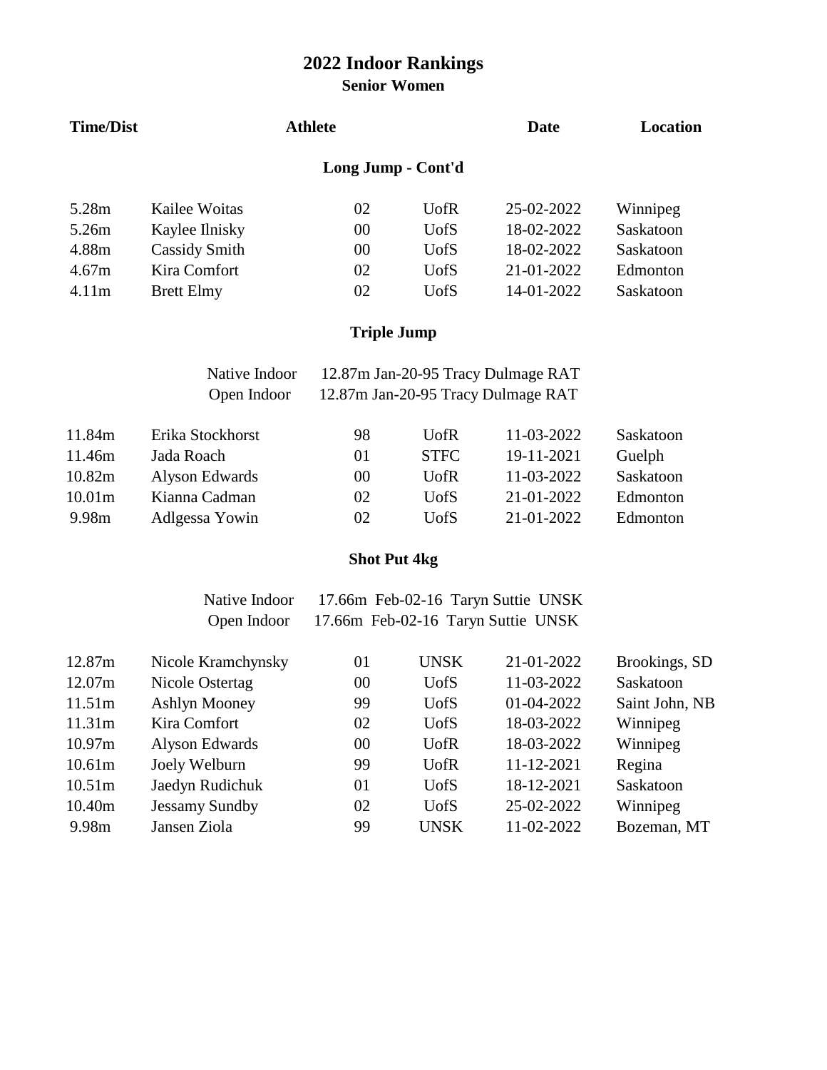# 2022 Indoor Rankings

## Senior Women

| Time/Dist | Athlete | | | Date | Location |
|---|---|---|---|---|---|

### Long Jump - Cont'd

| | | | | | |
|---|---|---|---|---|---|
| 5.28m | Kailee Woitas | 02 | UofR | 25-02-2022 | Winnipeg |
| 5.26m | Kaylee Ilnisky | 00 | UofS | 18-02-2022 | Saskatoon |
| 4.88m | Cassidy Smith | 00 | UofS | 18-02-2022 | Saskatoon |
| 4.67m | Kira Comfort | 02 | UofS | 21-01-2022 | Edmonton |
| 4.11m | Brett Elmy | 02 | UofS | 14-01-2022 | Saskatoon |

### Triple Jump

Native Indoor 12.87m Jan-20-95 Tracy Dulmage RAT
Open Indoor 12.87m Jan-20-95 Tracy Dulmage RAT

| | | | | | |
|---|---|---|---|---|---|
| 11.84m | Erika Stockhorst | 98 | UofR | 11-03-2022 | Saskatoon |
| 11.46m | Jada Roach | 01 | STFC | 19-11-2021 | Guelph |
| 10.82m | Alyson Edwards | 00 | UofR | 11-03-2022 | Saskatoon |
| 10.01m | Kianna Cadman | 02 | UofS | 21-01-2022 | Edmonton |
| 9.98m | Adlgessa Yowin | 02 | UofS | 21-01-2022 | Edmonton |

### Shot Put 4kg

Native Indoor 17.66m Feb-02-16 Taryn Suttie UNSK
Open Indoor 17.66m Feb-02-16 Taryn Suttie UNSK

| | | | | | |
|---|---|---|---|---|---|
| 12.87m | Nicole Kramchynsky | 01 | UNSK | 21-01-2022 | Brookings, SD |
| 12.07m | Nicole Ostertag | 00 | UofS | 11-03-2022 | Saskatoon |
| 11.51m | Ashlyn Mooney | 99 | UofS | 01-04-2022 | Saint John, NB |
| 11.31m | Kira Comfort | 02 | UofS | 18-03-2022 | Winnipeg |
| 10.97m | Alyson Edwards | 00 | UofR | 18-03-2022 | Winnipeg |
| 10.61m | Joely Welburn | 99 | UofR | 11-12-2021 | Regina |
| 10.51m | Jaedyn Rudichuk | 01 | UofS | 18-12-2021 | Saskatoon |
| 10.40m | Jessamy Sundby | 02 | UofS | 25-02-2022 | Winnipeg |
| 9.98m | Jansen Ziola | 99 | UNSK | 11-02-2022 | Bozeman, MT |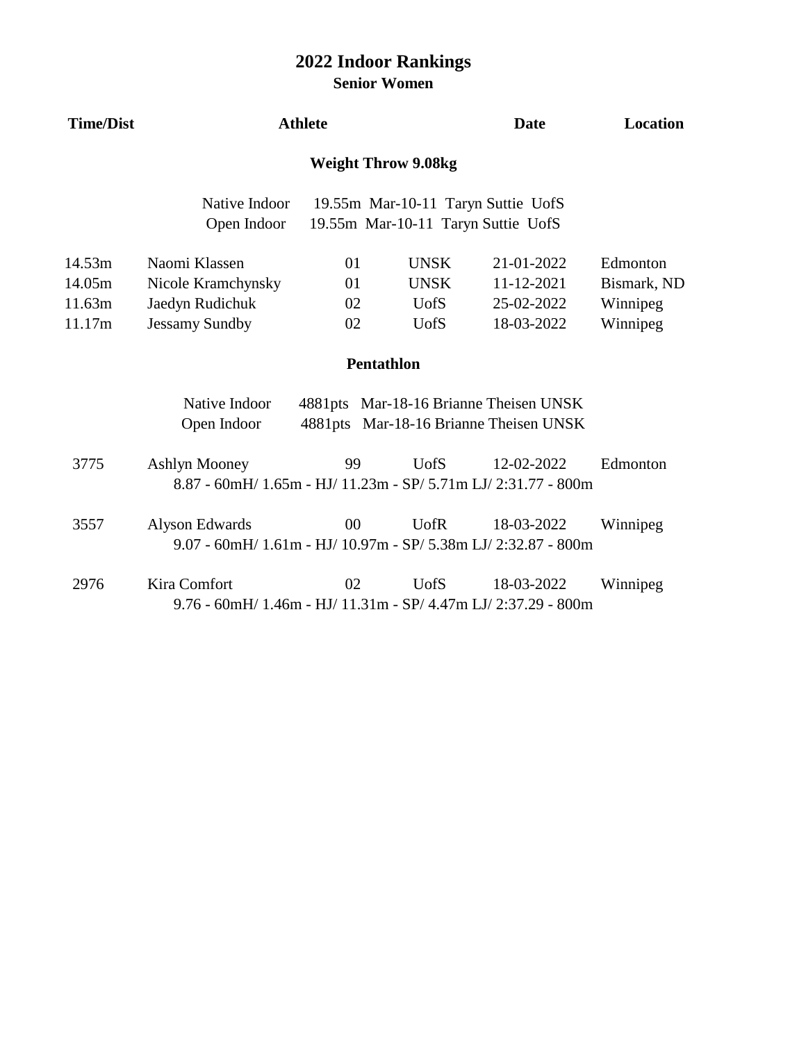# 2022 Indoor Rankings

## Senior Women

| Time/Dist | Athlete | | | Date | Location |
|---|---|---|---|---|---|

### Weight Throw 9.08kg

Native Indoor 19.55m Mar-10-11 Taryn Suttie UofS
Open Indoor 19.55m Mar-10-11 Taryn Suttie UofS

| | | | | | |
|---|---|---|---|---|---|
| 14.53m | Naomi Klassen | 01 | UNSK | 21-01-2022 | Edmonton |
| 14.05m | Nicole Kramchynsky | 01 | UNSK | 11-12-2021 | Bismark, ND |
| 11.63m | Jaedyn Rudichuk | 02 | UofS | 25-02-2022 | Winnipeg |
| 11.17m | Jessamy Sundby | 02 | UofS | 18-03-2022 | Winnipeg |

### Pentathlon

Native Indoor 4881pts Mar-18-16 Brianne Theisen UNSK
Open Indoor 4881pts Mar-18-16 Brianne Theisen UNSK

| | | | | | |
|---|---|---|---|---|---|
| 3775 | Ashlyn Mooney | 99 | UofS | 12-02-2022 | Edmonton |
| | 8.87 - 60mH/ 1.65m - HJ/ 11.23m - SP/ 5.71m LJ/ 2:31.77 - 800m | | | | |
| 3557 | Alyson Edwards | 00 | UofR | 18-03-2022 | Winnipeg |
| | 9.07 - 60mH/ 1.61m - HJ/ 10.97m - SP/ 5.38m LJ/ 2:32.87 - 800m | | | | |
| 2976 | Kira Comfort | 02 | UofS | 18-03-2022 | Winnipeg |
| | 9.76 - 60mH/ 1.46m - HJ/ 11.31m - SP/ 4.47m LJ/ 2:37.29 - 800m | | | | |